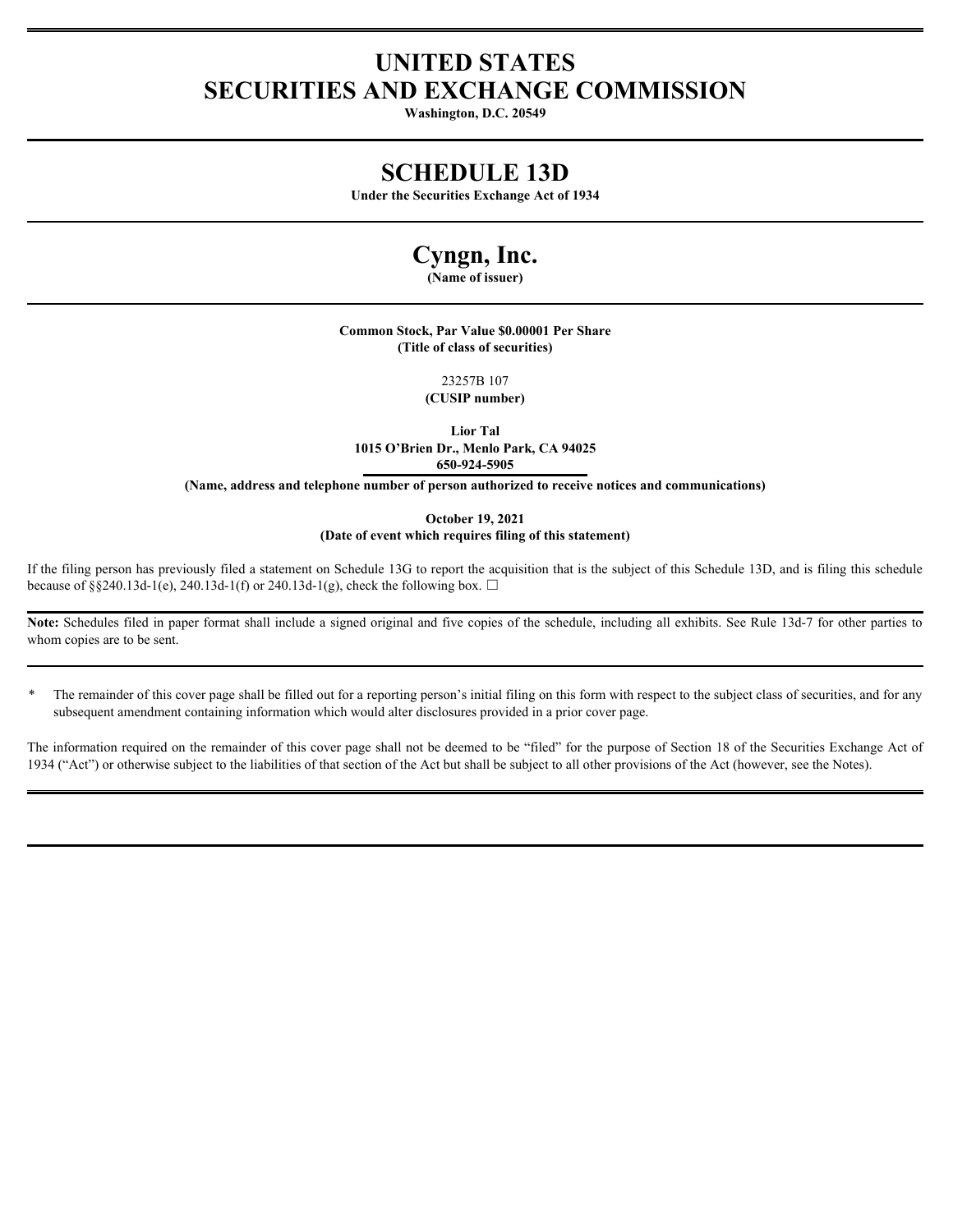# UNITED STATES
# SECURITIES AND EXCHANGE COMMISSION

**Washington, D.C. 20549**

## SCHEDULE 13D

**Under the Securities Exchange Act of 1934**

## Cyngn, Inc.

**(Name of issuer)**

**Common Stock, Par Value $0.00001 Per Share**
**(Title of class of securities)**

23257B 107
**(CUSIP number)**

**Lior Tal**
**1015 O'Brien Dr., Menlo Park, CA 94025**
**650-924-5905**

**(Name, address and telephone number of person authorized to receive notices and communications)**

**October 19, 2021**
**(Date of event which requires filing of this statement)**

If the filing person has previously filed a statement on Schedule 13G to report the acquisition that is the subject of this Schedule 13D, and is filing this schedule because of §§240.13d-1(e), 240.13d-1(f) or 240.13d-1(g), check the following box. ☐

**Note:** Schedules filed in paper format shall include a signed original and five copies of the schedule, including all exhibits. See Rule 13d-7 for other parties to whom copies are to be sent.

\* The remainder of this cover page shall be filled out for a reporting person's initial filing on this form with respect to the subject class of securities, and for any subsequent amendment containing information which would alter disclosures provided in a prior cover page.

The information required on the remainder of this cover page shall not be deemed to be "filed" for the purpose of Section 18 of the Securities Exchange Act of 1934 ("Act") or otherwise subject to the liabilities of that section of the Act but shall be subject to all other provisions of the Act (however, see the Notes).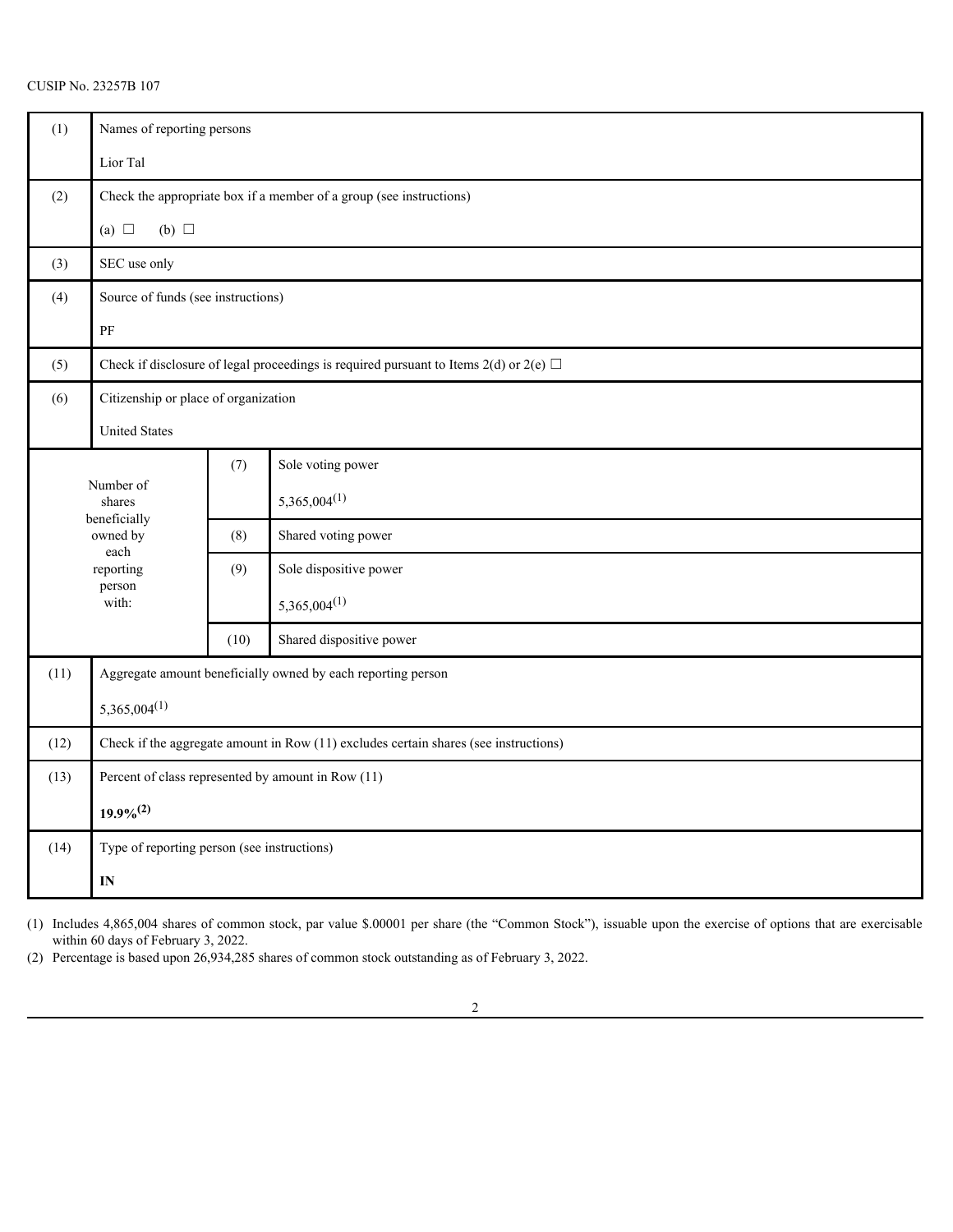CUSIP No. 23257B 107

| | | | |
|---|---|---|---|
| (1) | Names of reporting persons<br><br>Lior Tal | | |
| (2) | Check the appropriate box if a member of a group (see instructions)<br><br>(a) ☐ (b) ☐ | | |
| (3) | SEC use only | | |
| (4) | Source of funds (see instructions)<br><br>PF | | |
| (5) | Check if disclosure of legal proceedings is required pursuant to Items 2(d) or 2(e) ☐ | | |
| (6) | Citizenship or place of organization<br><br>United States | | |
| Number of shares beneficially owned by each reporting person with: | | (7) | Sole voting power<br><br>5,365,004(1) |
| | | (8) | Shared voting power |
| | | (9) | Sole dispositive power<br><br>5,365,004(1) |
| | | (10) | Shared dispositive power |
| (11) | Aggregate amount beneficially owned by each reporting person<br><br>5,365,004(1) | | |
| (12) | Check if the aggregate amount in Row (11) excludes certain shares (see instructions) | | |
| (13) | Percent of class represented by amount in Row (11)<br><br>**19.9%(2)** | | |
| (14) | Type of reporting person (see instructions)<br><br>**IN** | | |

(1) Includes 4,865,004 shares of common stock, par value $.00001 per share (the "Common Stock"), issuable upon the exercise of options that are exercisable within 60 days of February 3, 2022.

(2) Percentage is based upon 26,934,285 shares of common stock outstanding as of February 3, 2022.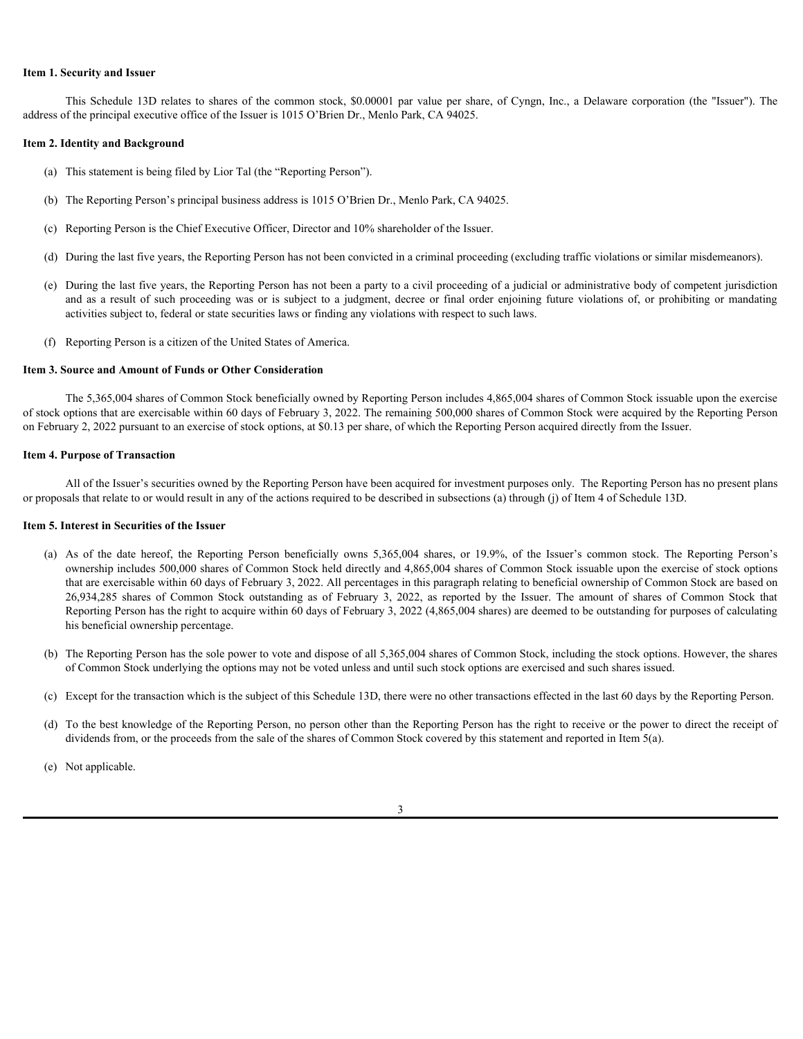**Item 1. Security and Issuer**

This Schedule 13D relates to shares of the common stock, $0.00001 par value per share, of Cyngn, Inc., a Delaware corporation (the "Issuer"). The address of the principal executive office of the Issuer is 1015 O'Brien Dr., Menlo Park, CA 94025.

**Item 2. Identity and Background**

(a) This statement is being filed by Lior Tal (the "Reporting Person").

(b) The Reporting Person's principal business address is 1015 O'Brien Dr., Menlo Park, CA 94025.

(c) Reporting Person is the Chief Executive Officer, Director and 10% shareholder of the Issuer.

(d) During the last five years, the Reporting Person has not been convicted in a criminal proceeding (excluding traffic violations or similar misdemeanors).

(e) During the last five years, the Reporting Person has not been a party to a civil proceeding of a judicial or administrative body of competent jurisdiction and as a result of such proceeding was or is subject to a judgment, decree or final order enjoining future violations of, or prohibiting or mandating activities subject to, federal or state securities laws or finding any violations with respect to such laws.

(f) Reporting Person is a citizen of the United States of America.

**Item 3. Source and Amount of Funds or Other Consideration**

The 5,365,004 shares of Common Stock beneficially owned by Reporting Person includes 4,865,004 shares of Common Stock issuable upon the exercise of stock options that are exercisable within 60 days of February 3, 2022. The remaining 500,000 shares of Common Stock were acquired by the Reporting Person on February 2, 2022 pursuant to an exercise of stock options, at $0.13 per share, of which the Reporting Person acquired directly from the Issuer.

**Item 4. Purpose of Transaction**

All of the Issuer's securities owned by the Reporting Person have been acquired for investment purposes only. The Reporting Person has no present plans or proposals that relate to or would result in any of the actions required to be described in subsections (a) through (j) of Item 4 of Schedule 13D.

**Item 5. Interest in Securities of the Issuer**

(a) As of the date hereof, the Reporting Person beneficially owns 5,365,004 shares, or 19.9%, of the Issuer's common stock. The Reporting Person's ownership includes 500,000 shares of Common Stock held directly and 4,865,004 shares of Common Stock issuable upon the exercise of stock options that are exercisable within 60 days of February 3, 2022. All percentages in this paragraph relating to beneficial ownership of Common Stock are based on 26,934,285 shares of Common Stock outstanding as of February 3, 2022, as reported by the Issuer. The amount of shares of Common Stock that Reporting Person has the right to acquire within 60 days of February 3, 2022 (4,865,004 shares) are deemed to be outstanding for purposes of calculating his beneficial ownership percentage.

(b) The Reporting Person has the sole power to vote and dispose of all 5,365,004 shares of Common Stock, including the stock options. However, the shares of Common Stock underlying the options may not be voted unless and until such stock options are exercised and such shares issued.

(c) Except for the transaction which is the subject of this Schedule 13D, there were no other transactions effected in the last 60 days by the Reporting Person.

(d) To the best knowledge of the Reporting Person, no person other than the Reporting Person has the right to receive or the power to direct the receipt of dividends from, or the proceeds from the sale of the shares of Common Stock covered by this statement and reported in Item 5(a).

(e) Not applicable.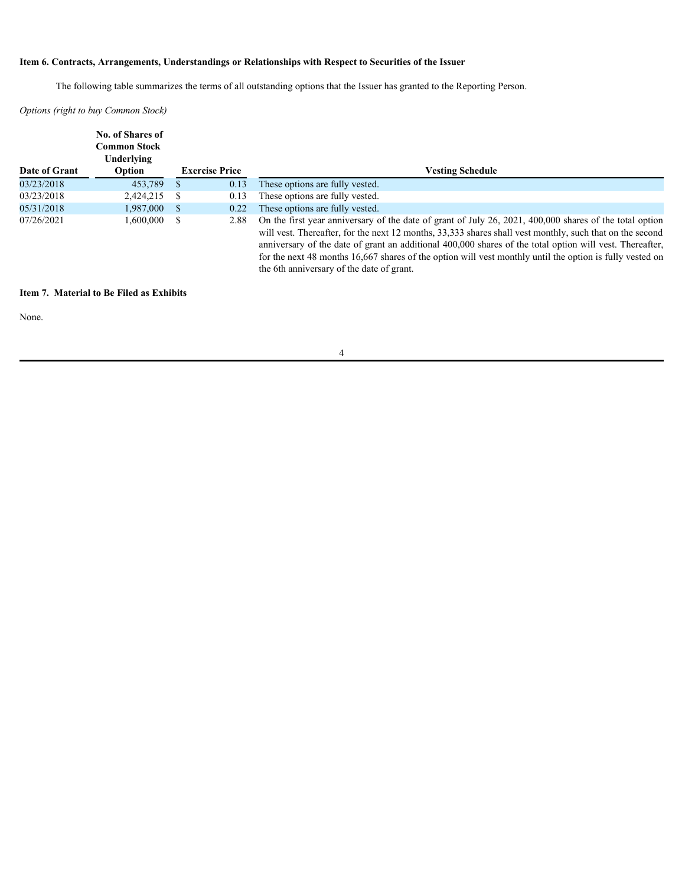### Item 6. Contracts, Arrangements, Understandings or Relationships with Respect to Securities of the Issuer

The following table summarizes the terms of all outstanding options that the Issuer has granted to the Reporting Person.

*Options (right to buy Common Stock)*

| Date of Grant | No. of Shares of Common Stock Underlying Option | Exercise Price | Vesting Schedule |
|---|---|---|---|
| 03/23/2018 | 453,789 | $ 0.13 | These options are fully vested. |
| 03/23/2018 | 2,424,215 | $ 0.13 | These options are fully vested. |
| 05/31/2018 | 1,987,000 | $ 0.22 | These options are fully vested. |
| 07/26/2021 | 1,600,000 | $ 2.88 | On the first year anniversary of the date of grant of July 26, 2021, 400,000 shares of the total option will vest. Thereafter, for the next 12 months, 33,333 shares shall vest monthly, such that on the second anniversary of the date of grant an additional 400,000 shares of the total option will vest. Thereafter, for the next 48 months 16,667 shares of the option will vest monthly until the option is fully vested on the 6th anniversary of the date of grant. |

### Item 7. Material to Be Filed as Exhibits

None.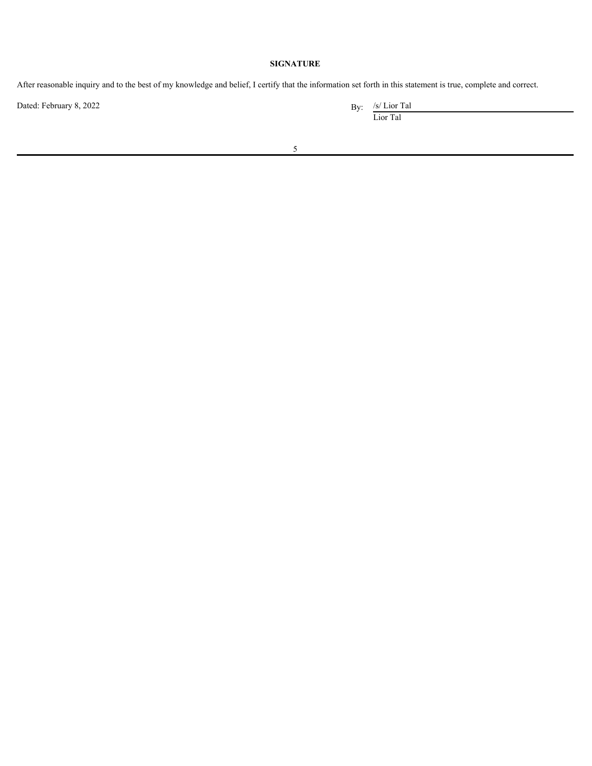**SIGNATURE**

After reasonable inquiry and to the best of my knowledge and belief, I certify that the information set forth in this statement is true, complete and correct.

Dated: February 8, 2022

By: /s/ Lior Tal
Lior Tal